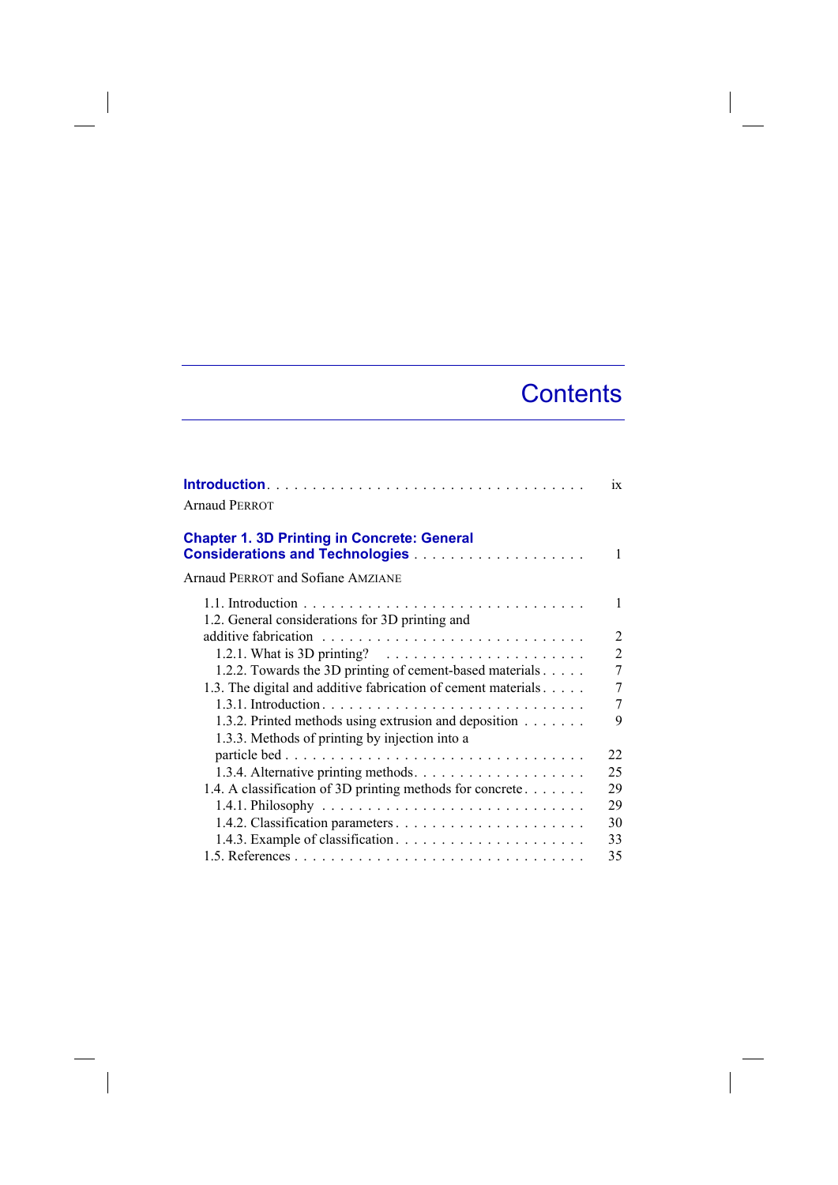# Contents

**Introduction** . . . . . . . . . . . . . . . . . . . . . . . . . . . . . . . . . . ix

Arnaud PERROT

**Chapter 1. 3D Printing in Concrete: General Considerations and Technologies** . . . . . . . . . . . . . . . . . . . 1

Arnaud PERROT and Sofiane AMZIANE

- 1.1. Introduction . . . . . . . . . . . . . . . . . . . . . . . . . . . . . . . 1
- 1.2. General considerations for 3D printing and additive fabrication . . . . . . . . . . . . . . . . . . . . . . . . . . . . 2
  - 1.2.1. What is 3D printing? . . . . . . . . . . . . . . . . . . . . . . 2
  - 1.2.2. Towards the 3D printing of cement-based materials . . . . . 7
- 1.3. The digital and additive fabrication of cement materials . . . . . 7
  - 1.3.1. Introduction . . . . . . . . . . . . . . . . . . . . . . . . . . . 7
  - 1.3.2. Printed methods using extrusion and deposition . . . . . . . 9
  - 1.3.3. Methods of printing by injection into a particle bed . . . . . . . . . . . . . . . . . . . . . . . . . . . . . . . . . 22
  - 1.3.4. Alternative printing methods . . . . . . . . . . . . . . . . . . . 25
- 1.4. A classification of 3D printing methods for concrete . . . . . . . 29
  - 1.4.1. Philosophy . . . . . . . . . . . . . . . . . . . . . . . . . . . . 29
  - 1.4.2. Classification parameters . . . . . . . . . . . . . . . . . . . . . 30
  - 1.4.3. Example of classification . . . . . . . . . . . . . . . . . . . . . 33
- 1.5. References . . . . . . . . . . . . . . . . . . . . . . . . . . . . . . . 35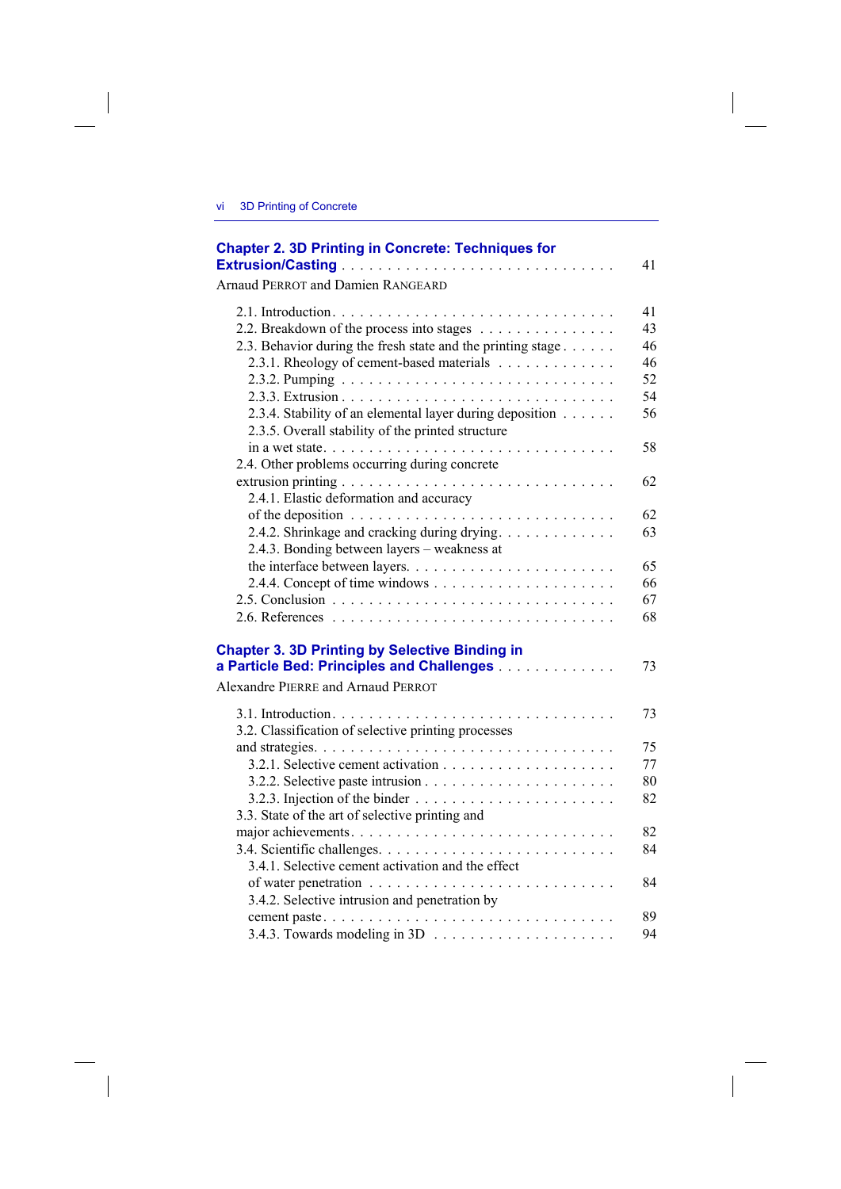**Chapter 2. 3D Printing in Concrete: Techniques for Extrusion/Casting** . . . . . . . . . . . . . . . . . . . . . . . . . . . . 41

Arnaud PERROT and Damien RANGEARD

2.1. Introduction . . . . . . . . . . . . . . . . . . . . . . . . . . . . . . 41
2.2. Breakdown of the process into stages . . . . . . . . . . . . . . . 43
2.3. Behavior during the fresh state and the printing stage . . . . . . 46
  2.3.1. Rheology of cement-based materials . . . . . . . . . . . . . 46
  2.3.2. Pumping . . . . . . . . . . . . . . . . . . . . . . . . . . . . 52
  2.3.3. Extrusion . . . . . . . . . . . . . . . . . . . . . . . . . . . 54
  2.3.4. Stability of an elemental layer during deposition . . . . . . 56
  2.3.5. Overall stability of the printed structure in a wet state . . . . . . . . . . . . . . . . . . . . . . . . . . . . . 58
2.4. Other problems occurring during concrete extrusion printing . . . . . . . . . . . . . . . . . . . . . . . . . . . . 62
  2.4.1. Elastic deformation and accuracy of the deposition . . . . . . . . . . . . . . . . . . . . . . . . . . . 62
  2.4.2. Shrinkage and cracking during drying . . . . . . . . . . . . . 63
  2.4.3. Bonding between layers – weakness at the interface between layers . . . . . . . . . . . . . . . . . . . . . . . 65
  2.4.4. Concept of time windows . . . . . . . . . . . . . . . . . . . 66
2.5. Conclusion . . . . . . . . . . . . . . . . . . . . . . . . . . . . . 67
2.6. References . . . . . . . . . . . . . . . . . . . . . . . . . . . . . 68

**Chapter 3. 3D Printing by Selective Binding in a Particle Bed: Principles and Challenges** . . . . . . . . . . . . . 73

Alexandre PIERRE and Arnaud PERROT

3.1. Introduction . . . . . . . . . . . . . . . . . . . . . . . . . . . . . . 73
3.2. Classification of selective printing processes and strategies . . . . . . . . . . . . . . . . . . . . . . . . . . . . . . 75
  3.2.1. Selective cement activation . . . . . . . . . . . . . . . . . . 77
  3.2.2. Selective paste intrusion . . . . . . . . . . . . . . . . . . . . 80
  3.2.3. Injection of the binder . . . . . . . . . . . . . . . . . . . . . 82
3.3. State of the art of selective printing and major achievements . . . . . . . . . . . . . . . . . . . . . . . . . . . 82
3.4. Scientific challenges . . . . . . . . . . . . . . . . . . . . . . . . . 84
  3.4.1. Selective cement activation and the effect of water penetration . . . . . . . . . . . . . . . . . . . . . . . . . 84
  3.4.2. Selective intrusion and penetration by cement paste . . . . . . . . . . . . . . . . . . . . . . . . . . . . . 89
  3.4.3. Towards modeling in 3D . . . . . . . . . . . . . . . . . . . . 94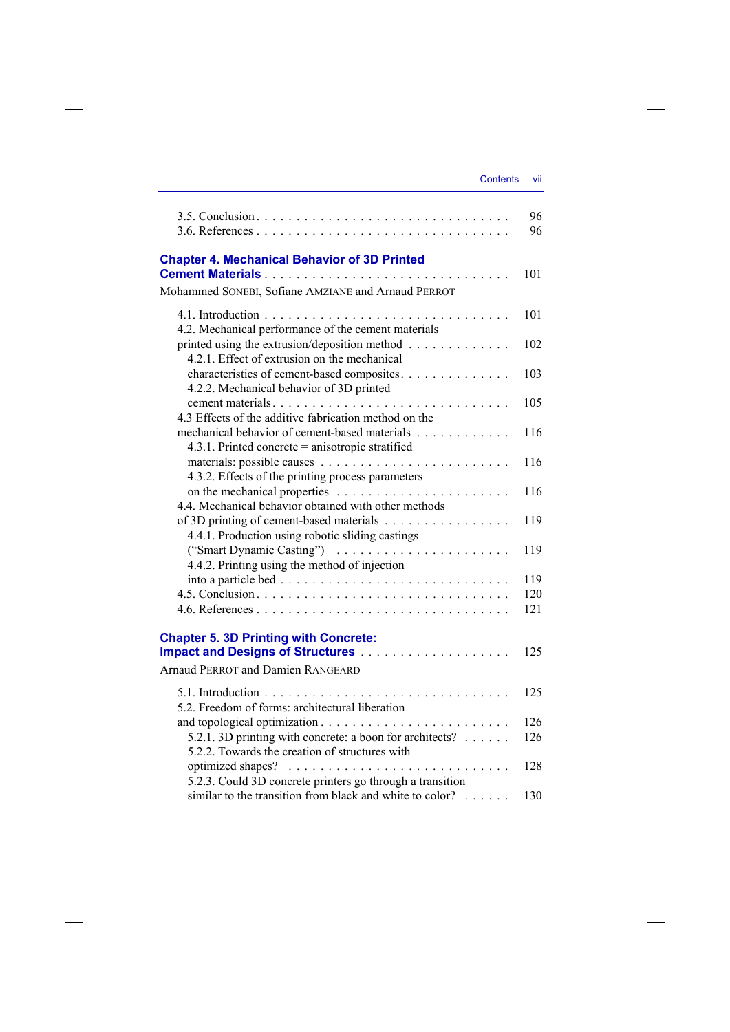3.5. Conclusion . . . . . . . . . . . . . . . . . . . . . . . . . . . . . . 96
3.6. References . . . . . . . . . . . . . . . . . . . . . . . . . . . . . . 96

**Chapter 4. Mechanical Behavior of 3D Printed Cement Materials** . . . . . . . . . . . . . . . . . . . . . . . . . . . . . 101

Mohammed SONEBI, Sofiane AMZIANE and Arnaud PERROT

4.1. Introduction . . . . . . . . . . . . . . . . . . . . . . . . . . . . . 101
4.2. Mechanical performance of the cement materials printed using the extrusion/deposition method . . . . . . . . . . . . 102
4.2.1. Effect of extrusion on the mechanical characteristics of cement-based composites . . . . . . . . . . . . . 103
4.2.2. Mechanical behavior of 3D printed cement materials . . . . . . . . . . . . . . . . . . . . . . . . . . . 105
4.3 Effects of the additive fabrication method on the mechanical behavior of cement-based materials . . . . . . . . . . . 116
4.3.1. Printed concrete = anisotropic stratified materials: possible causes . . . . . . . . . . . . . . . . . . . . . . . . 116
4.3.2. Effects of the printing process parameters on the mechanical properties . . . . . . . . . . . . . . . . . . . . . 116
4.4. Mechanical behavior obtained with other methods of 3D printing of cement-based materials . . . . . . . . . . . . . . 119
4.4.1. Production using robotic sliding castings (“Smart Dynamic Casting”) . . . . . . . . . . . . . . . . . . . . . . 119
4.4.2. Printing using the method of injection into a particle bed . . . . . . . . . . . . . . . . . . . . . . . . . . . . 119
4.5. Conclusion . . . . . . . . . . . . . . . . . . . . . . . . . . . . . . 120
4.6. References . . . . . . . . . . . . . . . . . . . . . . . . . . . . . . 121

**Chapter 5. 3D Printing with Concrete: Impact and Designs of Structures** . . . . . . . . . . . . . . . . . . . 125

Arnaud PERROT and Damien RANGEARD

5.1. Introduction . . . . . . . . . . . . . . . . . . . . . . . . . . . . . 125
5.2. Freedom of forms: architectural liberation and topological optimization . . . . . . . . . . . . . . . . . . . . . . . . 126
5.2.1. 3D printing with concrete: a boon for architects? . . . . . . 126
5.2.2. Towards the creation of structures with optimized shapes? . . . . . . . . . . . . . . . . . . . . . . . . . . . 128
5.2.3. Could 3D concrete printers go through a transition similar to the transition from black and white to color? . . . . . . 130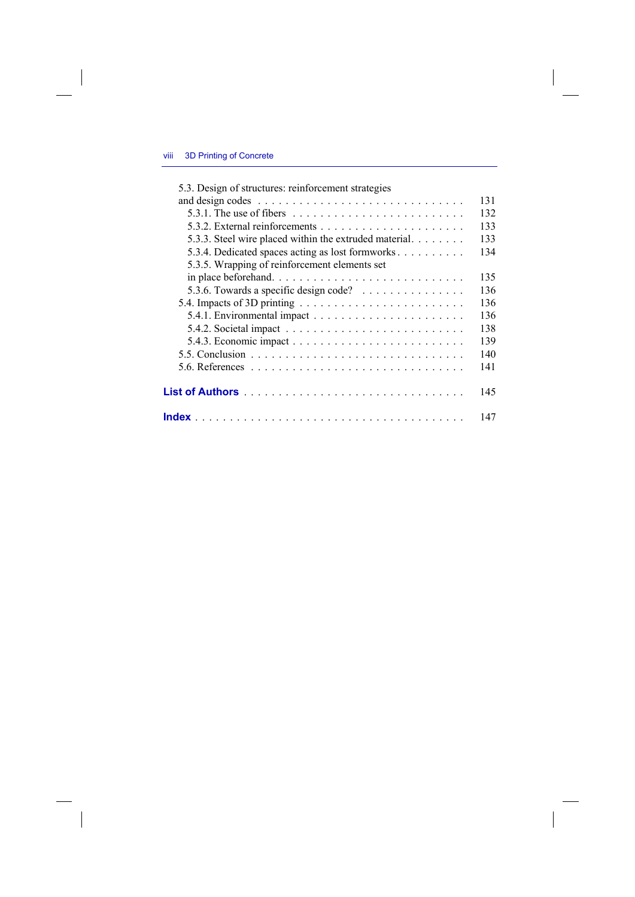5.3. Design of structures: reinforcement strategies and design codes . . . . . . . . . . . . . . . . . . . . . . . . . . . . . . 131

5.3.1. The use of fibers . . . . . . . . . . . . . . . . . . . . . . . . . 132

5.3.2. External reinforcements . . . . . . . . . . . . . . . . . . . . . 133

5.3.3. Steel wire placed within the extruded material. . . . . . . . 133

5.3.4. Dedicated spaces acting as lost formworks . . . . . . . . . . 134

5.3.5. Wrapping of reinforcement elements set in place beforehand. . . . . . . . . . . . . . . . . . . . . . . . . . . . 135

5.3.6. Towards a specific design code? . . . . . . . . . . . . . . . 136

5.4. Impacts of 3D printing . . . . . . . . . . . . . . . . . . . . . . . . 136

5.4.1. Environmental impact . . . . . . . . . . . . . . . . . . . . . . 136

5.4.2. Societal impact . . . . . . . . . . . . . . . . . . . . . . . . . . 138

5.4.3. Economic impact . . . . . . . . . . . . . . . . . . . . . . . . . 139

5.5. Conclusion . . . . . . . . . . . . . . . . . . . . . . . . . . . . . . . 140

5.6. References . . . . . . . . . . . . . . . . . . . . . . . . . . . . . . . 141

**List of Authors** . . . . . . . . . . . . . . . . . . . . . . . . . . . . . . . 145

**Index** . . . . . . . . . . . . . . . . . . . . . . . . . . . . . . . . . . . . . 147